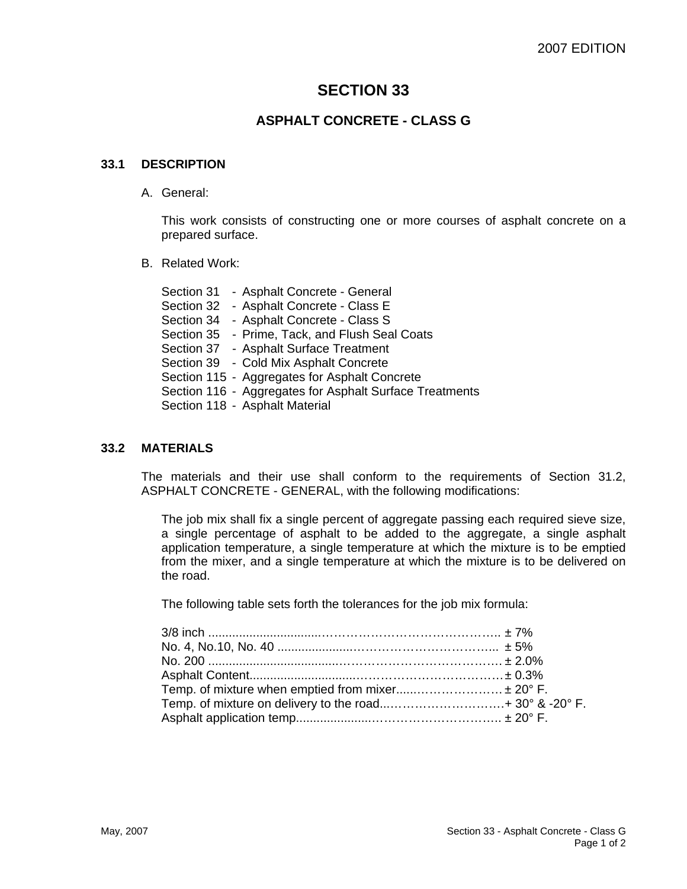# SECTION 33

## ASPHALT CONCRETE - CLASS G

### 33.1 DESCRIPTION

A. General:

This work consists of constructing one or more courses of asphalt concrete on a prepared surface.

B. Related Work:

Section 31 - Asphalt Concrete - General
Section 32 - Asphalt Concrete - Class E
Section 34 - Asphalt Concrete - Class S
Section 35 - Prime, Tack, and Flush Seal Coats
Section 37 - Asphalt Surface Treatment
Section 39 - Cold Mix Asphalt Concrete
Section 115 - Aggregates for Asphalt Concrete
Section 116 - Aggregates for Asphalt Surface Treatments
Section 118 - Asphalt Material

### 33.2 MATERIALS

The materials and their use shall conform to the requirements of Section 31.2, ASPHALT CONCRETE - GENERAL, with the following modifications:

The job mix shall fix a single percent of aggregate passing each required sieve size, a single percentage of asphalt to be added to the aggregate, a single asphalt application temperature, a single temperature at which the mixture is to be emptied from the mixer, and a single temperature at which the mixture is to be delivered on the road.

The following table sets forth the tolerances for the job mix formula:

| | |
|---|---|
| 3/8 inch | ± 7% |
| No. 4, No.10, No. 40 | ± 5% |
| No. 200 | ± 2.0% |
| Asphalt Content | ± 0.3% |
| Temp. of mixture when emptied from mixer | ± 20° F. |
| Temp. of mixture on delivery to the road | + 30° & -20° F. |
| Asphalt application temp. | ± 20° F. |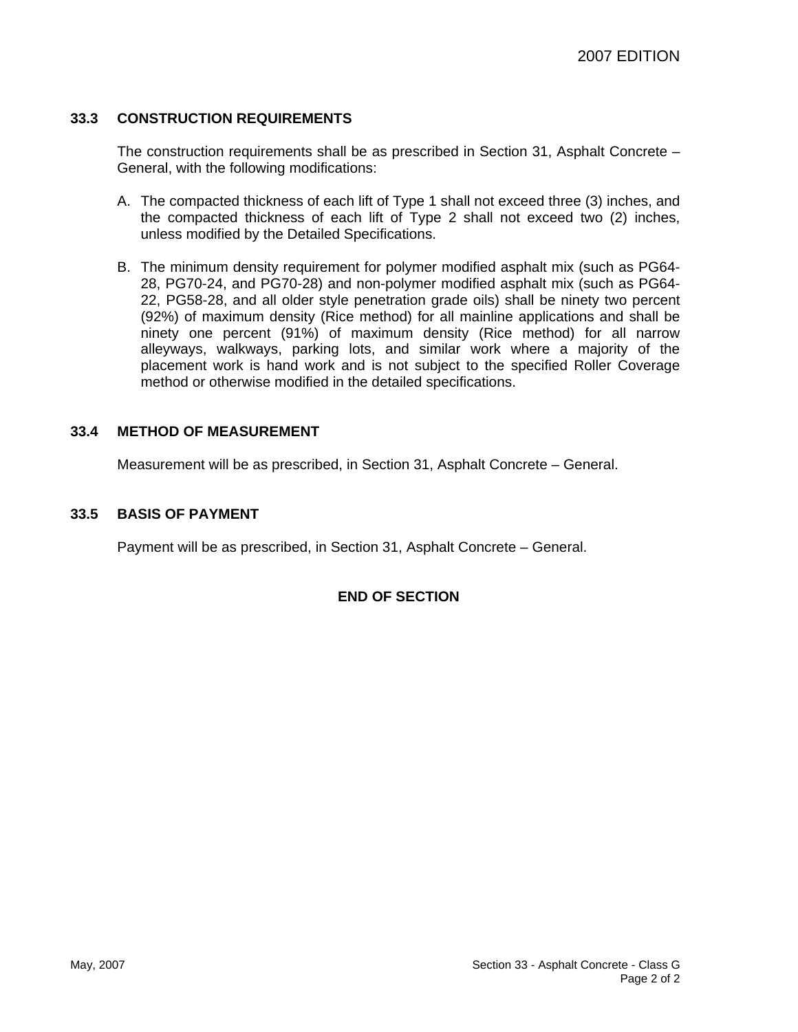## 33.3 CONSTRUCTION REQUIREMENTS

The construction requirements shall be as prescribed in Section 31, Asphalt Concrete – General, with the following modifications:

A. The compacted thickness of each lift of Type 1 shall not exceed three (3) inches, and the compacted thickness of each lift of Type 2 shall not exceed two (2) inches, unless modified by the Detailed Specifications.

B. The minimum density requirement for polymer modified asphalt mix (such as PG64-28, PG70-24, and PG70-28) and non-polymer modified asphalt mix (such as PG64-22, PG58-28, and all older style penetration grade oils) shall be ninety two percent (92%) of maximum density (Rice method) for all mainline applications and shall be ninety one percent (91%) of maximum density (Rice method) for all narrow alleyways, walkways, parking lots, and similar work where a majority of the placement work is hand work and is not subject to the specified Roller Coverage method or otherwise modified in the detailed specifications.

## 33.4 METHOD OF MEASUREMENT

Measurement will be as prescribed, in Section 31, Asphalt Concrete – General.

## 33.5 BASIS OF PAYMENT

Payment will be as prescribed, in Section 31, Asphalt Concrete – General.

**END OF SECTION**